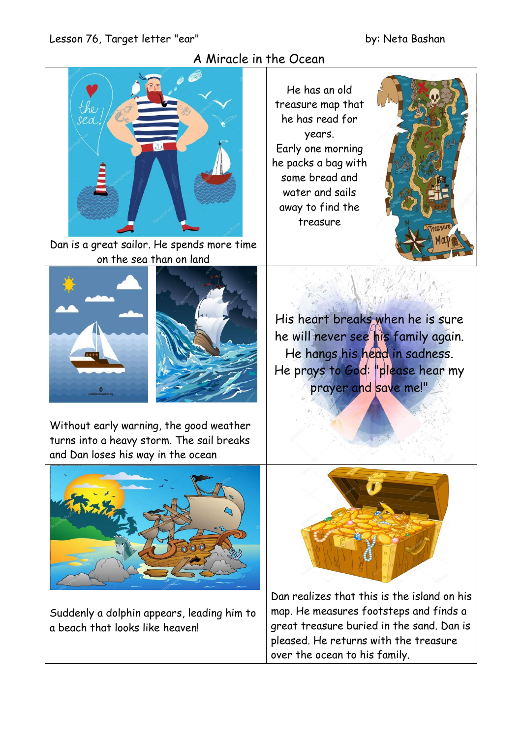Lesson 76, Target letter "ear" by: Neta Bashan

# A Miracle in the Ocean

Dan is a great sailor. He spends more time on the sea than on land

He has an old treasure map that he has read for years.
Early one morning he packs a bag with some bread and water and sails away to find the treasure

Without early warning, the good weather turns into a heavy storm. The sail breaks and Dan loses his way in the ocean

His heart breaks when he is sure he will never see his family again. He hangs his head in sadness. He prays to God: "please hear my prayer and save me!"

Suddenly a dolphin appears, leading him to a beach that looks like heaven!

Dan realizes that this is the island on his map. He measures footsteps and finds a great treasure buried in the sand. Dan is pleased. He returns with the treasure over the ocean to his family.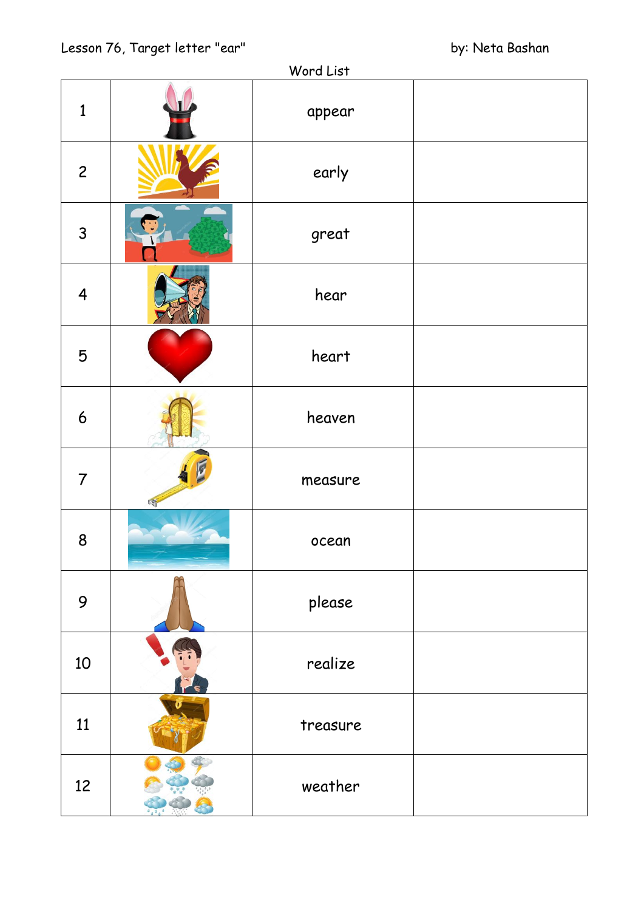Lesson 76, Target letter "ear" by: Neta Bashan

Word List

| | | | |
|---|---|---|---|
| 1 | | appear | |
| 2 | | early | |
| 3 | | great | |
| 4 | | hear | |
| 5 | | heart | |
| 6 | | heaven | |
| 7 | | measure | |
| 8 | | ocean | |
| 9 | | please | |
| 10 | | realize | |
| 11 | | treasure | |
| 12 | | weather | |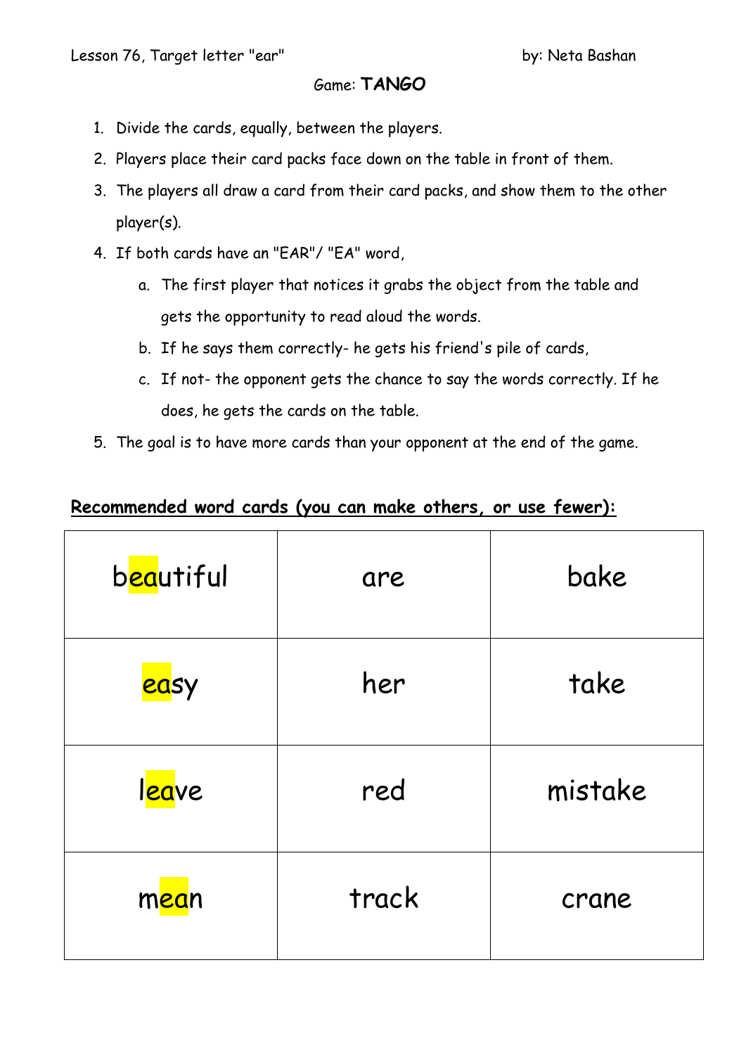Lesson 76, Target letter "ear" by: Neta Bashan

Game: **TANGO**

1. Divide the cards, equally, between the players.
2. Players place their card packs face down on the table in front of them.
3. The players all draw a card from their card packs, and show them to the other player(s).
4. If both cards have an "EAR"/ "EA" word,
   a. The first player that notices it grabs the object from the table and gets the opportunity to read aloud the words.
   b. If he says them correctly- he gets his friend's pile of cards,
   c. If not- the opponent gets the chance to say the words correctly. If he does, he gets the cards on the table.
5. The goal is to have more cards than your opponent at the end of the game.

**Recommended word cards (you can make others, or use fewer):**

| | | |
|---|---|---|
| beautiful | are | bake |
| easy | her | take |
| leave | red | mistake |
| mean | track | crane |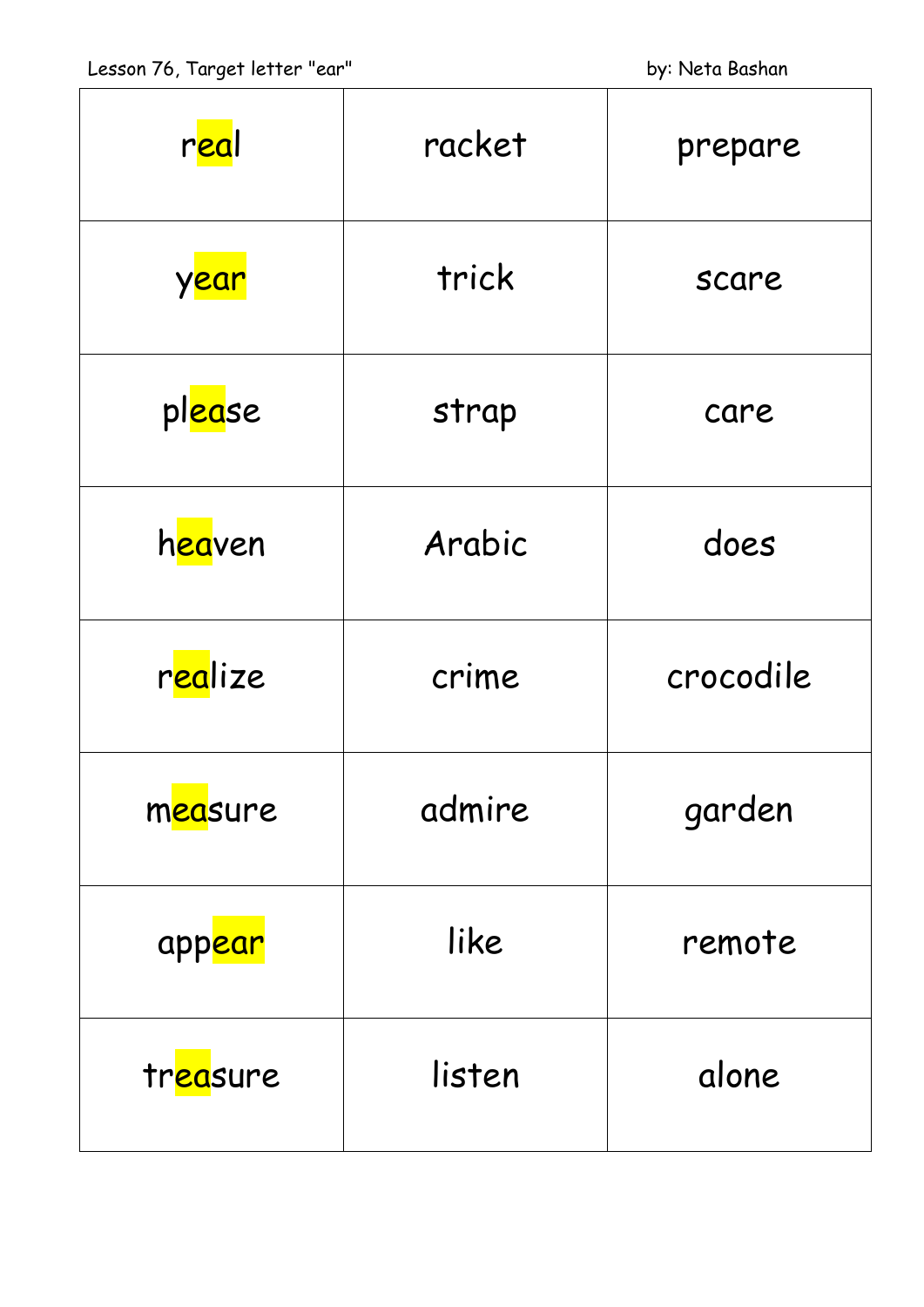Lesson 76, Target letter "ear" by: Neta Bashan

| | | |
|---|---|---|
| real | racket | prepare |
| year | trick | scare |
| please | strap | care |
| heaven | Arabic | does |
| realize | crime | crocodile |
| measure | admire | garden |
| appear | like | remote |
| treasure | listen | alone |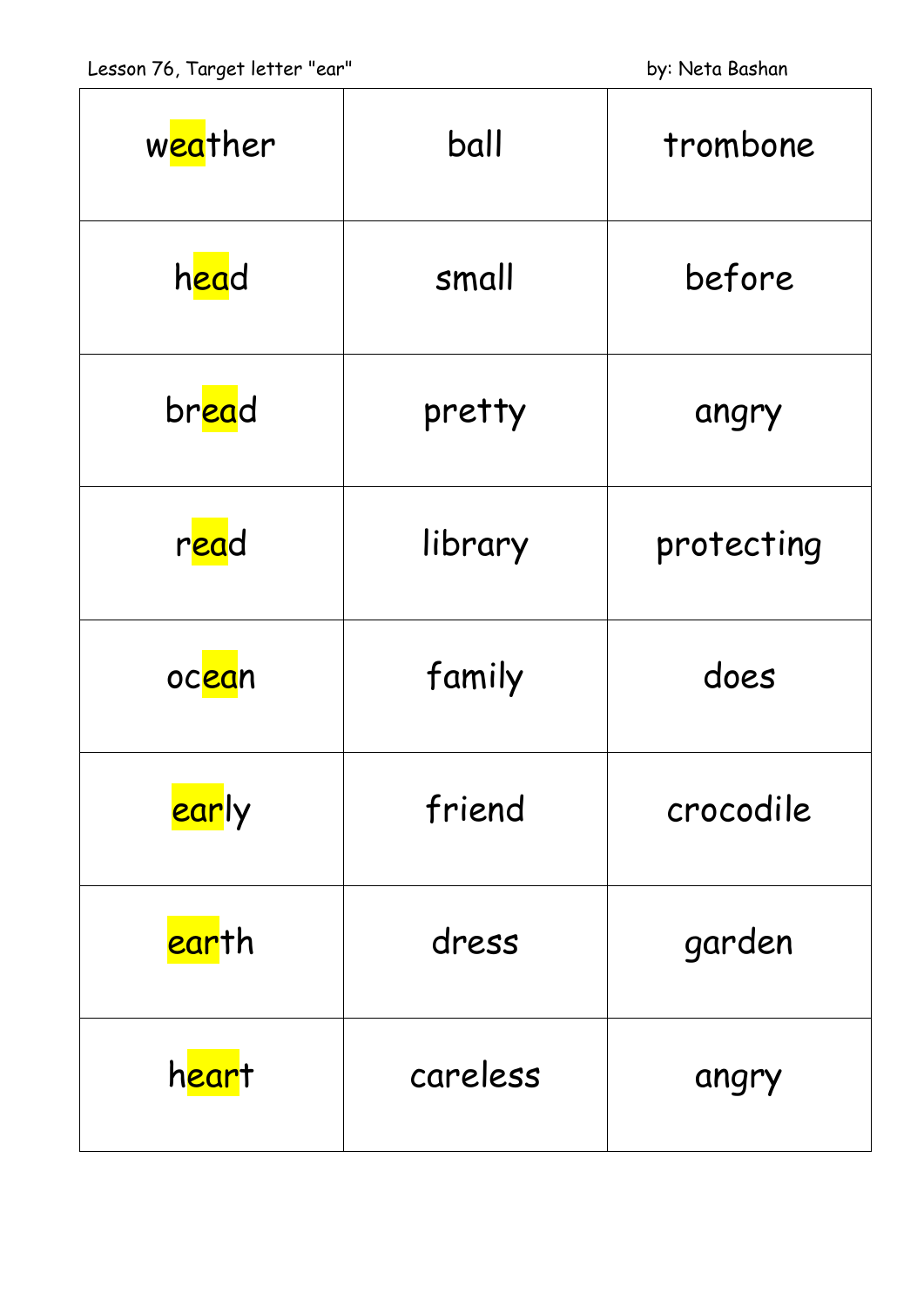| weather | ball | trombone |
| --- | --- | --- |
| head | small | before |
| bread | pretty | angry |
| read | library | protecting |
| ocean | family | does |
| early | friend | crocodile |
| earth | dress | garden |
| heart | careless | angry |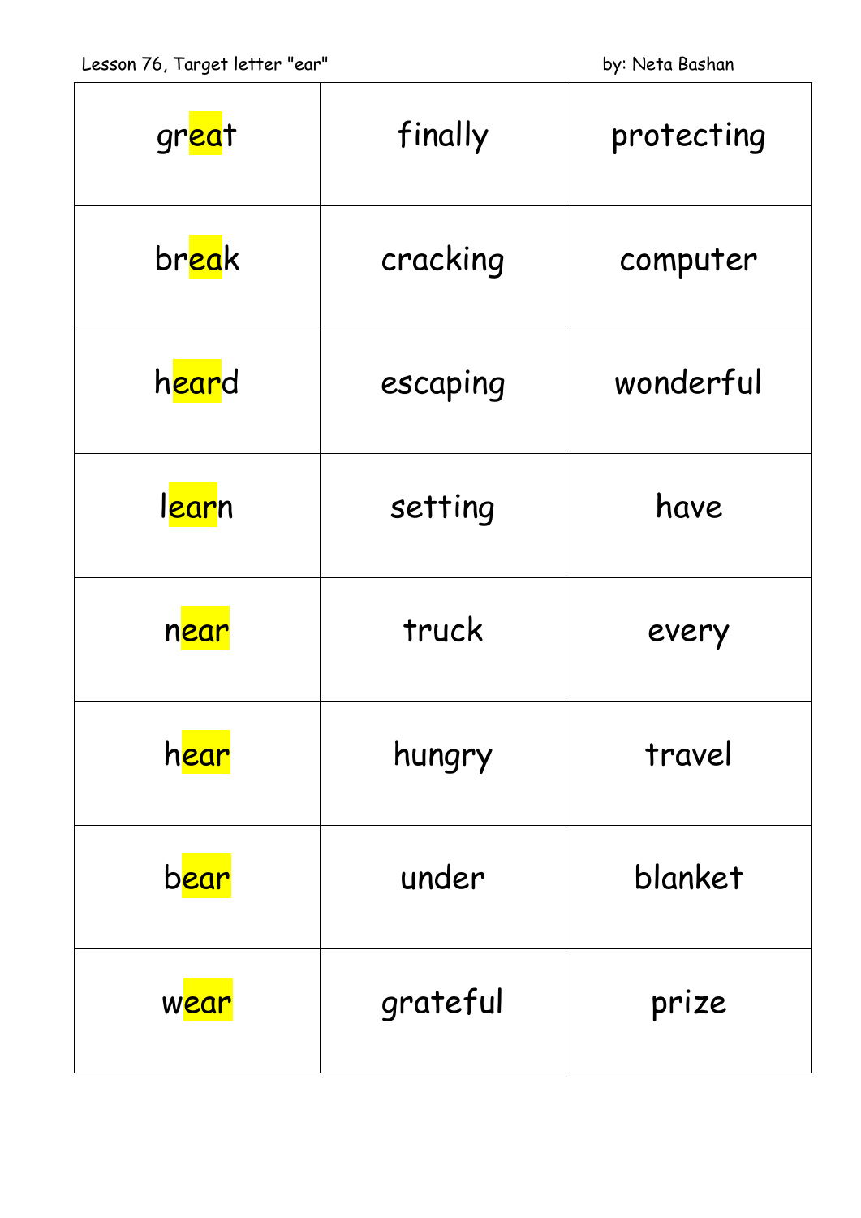Lesson 76, Target letter "ear" by: Neta Bashan

| | | |
|---|---|---|
| great | finally | protecting |
| break | cracking | computer |
| heard | escaping | wonderful |
| learn | setting | have |
| near | truck | every |
| hear | hungry | travel |
| bear | under | blanket |
| wear | grateful | prize |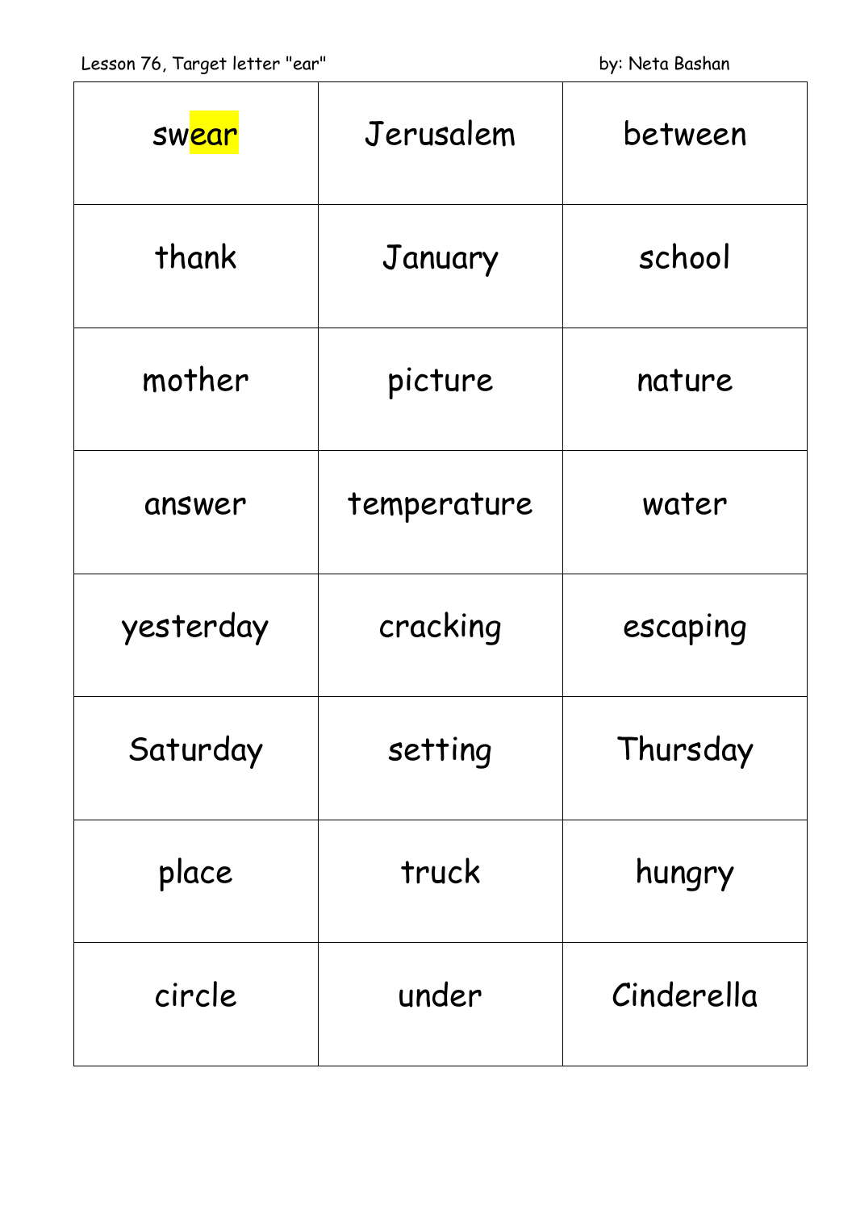Lesson 76, Target letter "ear" by: Neta Bashan

| swear | Jerusalem | between |
|---|---|---|
| thank | January | school |
| mother | picture | nature |
| answer | temperature | water |
| yesterday | cracking | escaping |
| Saturday | setting | Thursday |
| place | truck | hungry |
| circle | under | Cinderella |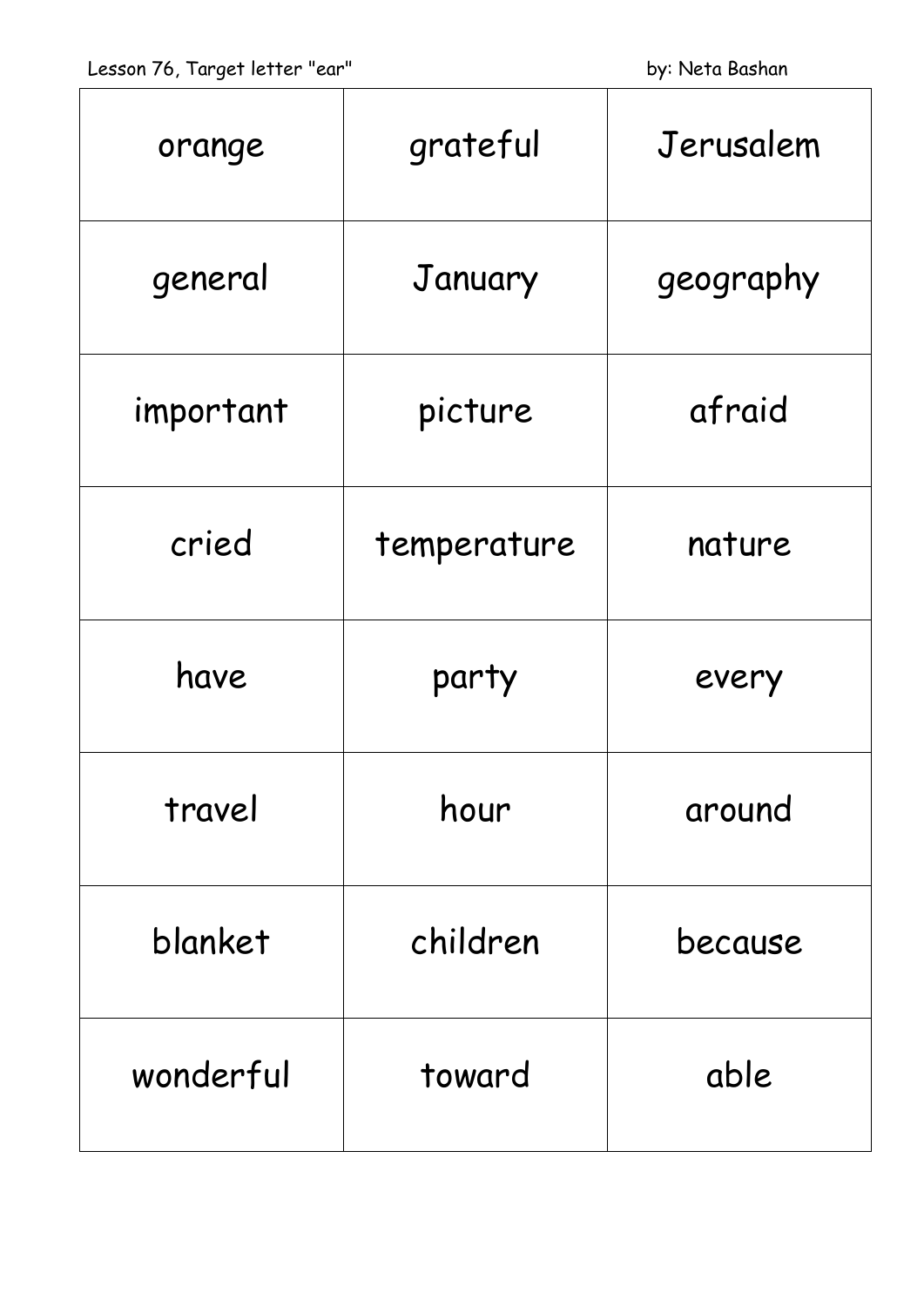| | | |
|---|---|---|
| orange | grateful | Jerusalem |
| general | January | geography |
| important | picture | afraid |
| cried | temperature | nature |
| have | party | every |
| travel | hour | around |
| blanket | children | because |
| wonderful | toward | able |